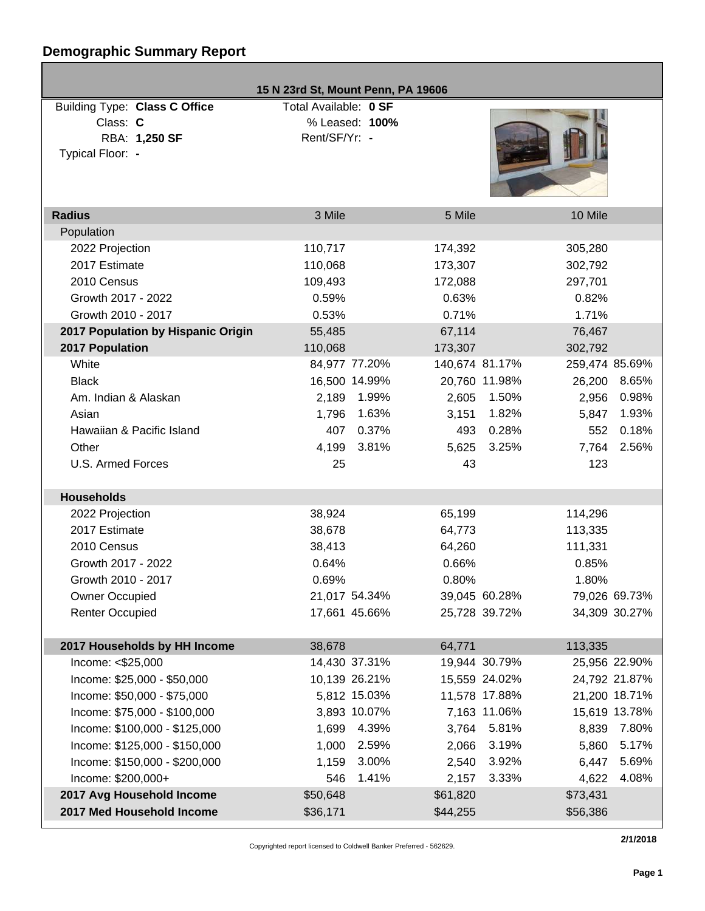# Demographic Summary Report

**15 N 23rd St, Mount Penn, PA 19606**

| | |
|---|---|
| Building Type: **Class C Office** | Total Available: **0 SF** |
| Class: **C** | % Leased: **100%** |
| RBA: **1,250 SF** | Rent/SF/Yr: **-** |
| Typical Floor: **-** | |

| Radius | 3 Mile | | 5 Mile | | 10 Mile | |
|---|---|---|---|---|---|---|
| Population | | | | | | |
| 2022 Projection | 110,717 | | 174,392 | | 305,280 | |
| 2017 Estimate | 110,068 | | 173,307 | | 302,792 | |
| 2010 Census | 109,493 | | 172,088 | | 297,701 | |
| Growth 2017 - 2022 | 0.59% | | 0.63% | | 0.82% | |
| Growth 2010 - 2017 | 0.53% | | 0.71% | | 1.71% | |
| **2017 Population by Hispanic Origin** | 55,485 | | 67,114 | | 76,467 | |
| **2017 Population** | 110,068 | | 173,307 | | 302,792 | |
| White | 84,977 | 77.20% | 140,674 | 81.17% | 259,474 | 85.69% |
| Black | 16,500 | 14.99% | 20,760 | 11.98% | 26,200 | 8.65% |
| Am. Indian & Alaskan | 2,189 | 1.99% | 2,605 | 1.50% | 2,956 | 0.98% |
| Asian | 1,796 | 1.63% | 3,151 | 1.82% | 5,847 | 1.93% |
| Hawaiian & Pacific Island | 407 | 0.37% | 493 | 0.28% | 552 | 0.18% |
| Other | 4,199 | 3.81% | 5,625 | 3.25% | 7,764 | 2.56% |
| U.S. Armed Forces | 25 | | 43 | | 123 | |
| **Households** | | | | | | |
| 2022 Projection | 38,924 | | 65,199 | | 114,296 | |
| 2017 Estimate | 38,678 | | 64,773 | | 113,335 | |
| 2010 Census | 38,413 | | 64,260 | | 111,331 | |
| Growth 2017 - 2022 | 0.64% | | 0.66% | | 0.85% | |
| Growth 2010 - 2017 | 0.69% | | 0.80% | | 1.80% | |
| Owner Occupied | 21,017 | 54.34% | 39,045 | 60.28% | 79,026 | 69.73% |
| Renter Occupied | 17,661 | 45.66% | 25,728 | 39.72% | 34,309 | 30.27% |
| **2017 Households by HH Income** | 38,678 | | 64,771 | | 113,335 | |
| Income: <$25,000 | 14,430 | 37.31% | 19,944 | 30.79% | 25,956 | 22.90% |
| Income: $25,000 - $50,000 | 10,139 | 26.21% | 15,559 | 24.02% | 24,792 | 21.87% |
| Income: $50,000 - $75,000 | 5,812 | 15.03% | 11,578 | 17.88% | 21,200 | 18.71% |
| Income: $75,000 - $100,000 | 3,893 | 10.07% | 7,163 | 11.06% | 15,619 | 13.78% |
| Income: $100,000 - $125,000 | 1,699 | 4.39% | 3,764 | 5.81% | 8,839 | 7.80% |
| Income: $125,000 - $150,000 | 1,000 | 2.59% | 2,066 | 3.19% | 5,860 | 5.17% |
| Income: $150,000 - $200,000 | 1,159 | 3.00% | 2,540 | 3.92% | 6,447 | 5.69% |
| Income: $200,000+ | 546 | 1.41% | 2,157 | 3.33% | 4,622 | 4.08% |
| **2017 Avg Household Income** | $50,648 | | $61,820 | | $73,431 | |
| **2017 Med Household Income** | $36,171 | | $44,255 | | $56,386 | |

Copyrighted report licensed to Coldwell Banker Preferred - 562629.

**2/1/2018**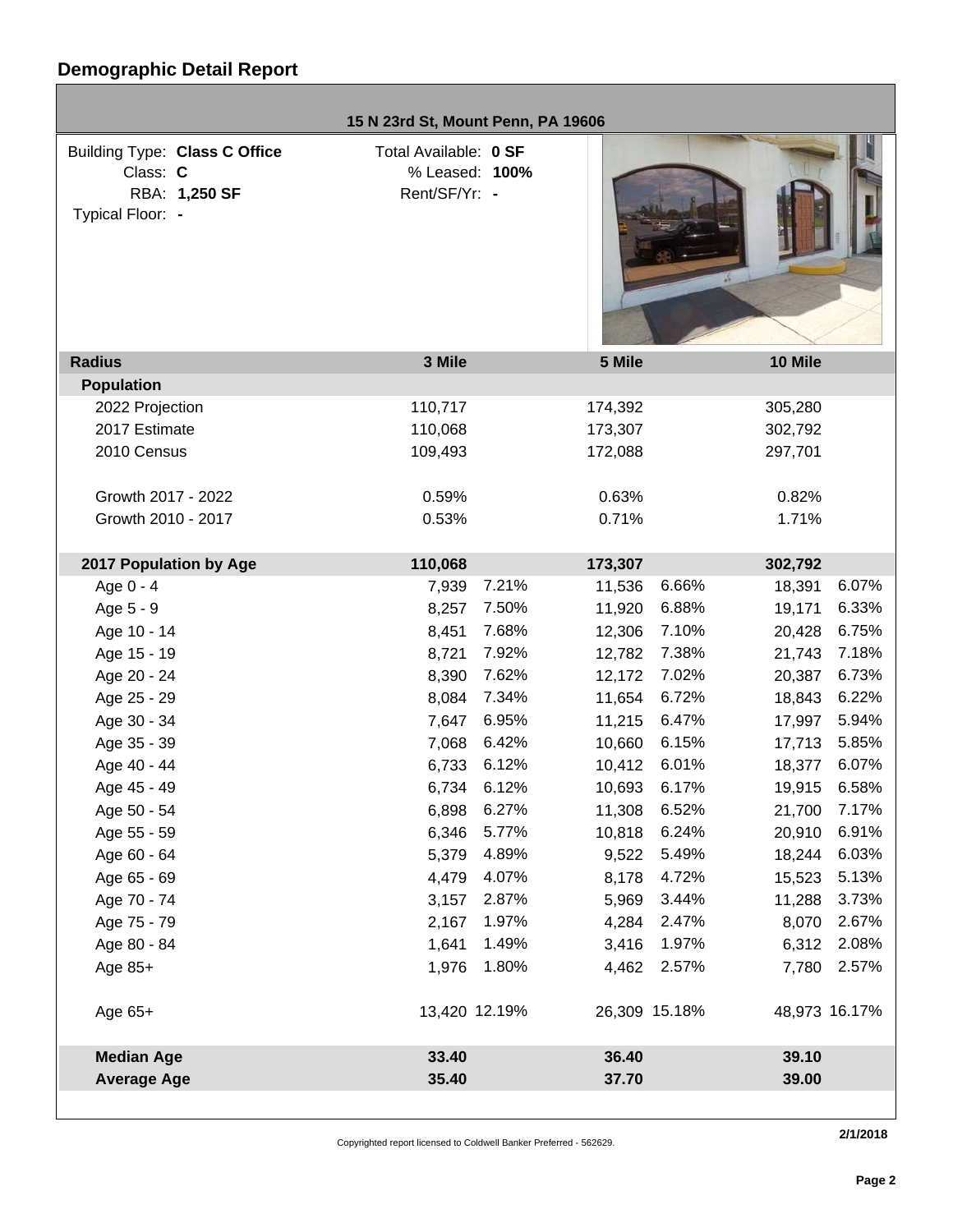# Demographic Detail Report

## 15 N 23rd St, Mount Penn, PA 19606

Building Type: **Class C Office**
Class: **C**
RBA: **1,250 SF**
Typical Floor: **-**

Total Available: **0 SF**
% Leased: **100%**
Rent/SF/Yr: **-**

| Radius | 3 Mile | | 5 Mile | | 10 Mile | |
|---|---|---|---|---|---|---|
| **Population** | | | | | | |
| 2022 Projection | 110,717 | | 174,392 | | 305,280 | |
| 2017 Estimate | 110,068 | | 173,307 | | 302,792 | |
| 2010 Census | 109,493 | | 172,088 | | 297,701 | |
| Growth 2017 - 2022 | 0.59% | | 0.63% | | 0.82% | |
| Growth 2010 - 2017 | 0.53% | | 0.71% | | 1.71% | |
| **2017 Population by Age** | **110,068** | | **173,307** | | **302,792** | |
| Age 0 - 4 | 7,939 | 7.21% | 11,536 | 6.66% | 18,391 | 6.07% |
| Age 5 - 9 | 8,257 | 7.50% | 11,920 | 6.88% | 19,171 | 6.33% |
| Age 10 - 14 | 8,451 | 7.68% | 12,306 | 7.10% | 20,428 | 6.75% |
| Age 15 - 19 | 8,721 | 7.92% | 12,782 | 7.38% | 21,743 | 7.18% |
| Age 20 - 24 | 8,390 | 7.62% | 12,172 | 7.02% | 20,387 | 6.73% |
| Age 25 - 29 | 8,084 | 7.34% | 11,654 | 6.72% | 18,843 | 6.22% |
| Age 30 - 34 | 7,647 | 6.95% | 11,215 | 6.47% | 17,997 | 5.94% |
| Age 35 - 39 | 7,068 | 6.42% | 10,660 | 6.15% | 17,713 | 5.85% |
| Age 40 - 44 | 6,733 | 6.12% | 10,412 | 6.01% | 18,377 | 6.07% |
| Age 45 - 49 | 6,734 | 6.12% | 10,693 | 6.17% | 19,915 | 6.58% |
| Age 50 - 54 | 6,898 | 6.27% | 11,308 | 6.52% | 21,700 | 7.17% |
| Age 55 - 59 | 6,346 | 5.77% | 10,818 | 6.24% | 20,910 | 6.91% |
| Age 60 - 64 | 5,379 | 4.89% | 9,522 | 5.49% | 18,244 | 6.03% |
| Age 65 - 69 | 4,479 | 4.07% | 8,178 | 4.72% | 15,523 | 5.13% |
| Age 70 - 74 | 3,157 | 2.87% | 5,969 | 3.44% | 11,288 | 3.73% |
| Age 75 - 79 | 2,167 | 1.97% | 4,284 | 2.47% | 8,070 | 2.67% |
| Age 80 - 84 | 1,641 | 1.49% | 3,416 | 1.97% | 6,312 | 2.08% |
| Age 85+ | 1,976 | 1.80% | 4,462 | 2.57% | 7,780 | 2.57% |
| Age 65+ | 13,420 | 12.19% | 26,309 | 15.18% | 48,973 | 16.17% |
| **Median Age** | **33.40** | | **36.40** | | **39.10** | |
| **Average Age** | **35.40** | | **37.70** | | **39.00** | |

Copyrighted report licensed to Coldwell Banker Preferred - 562629.

2/1/2018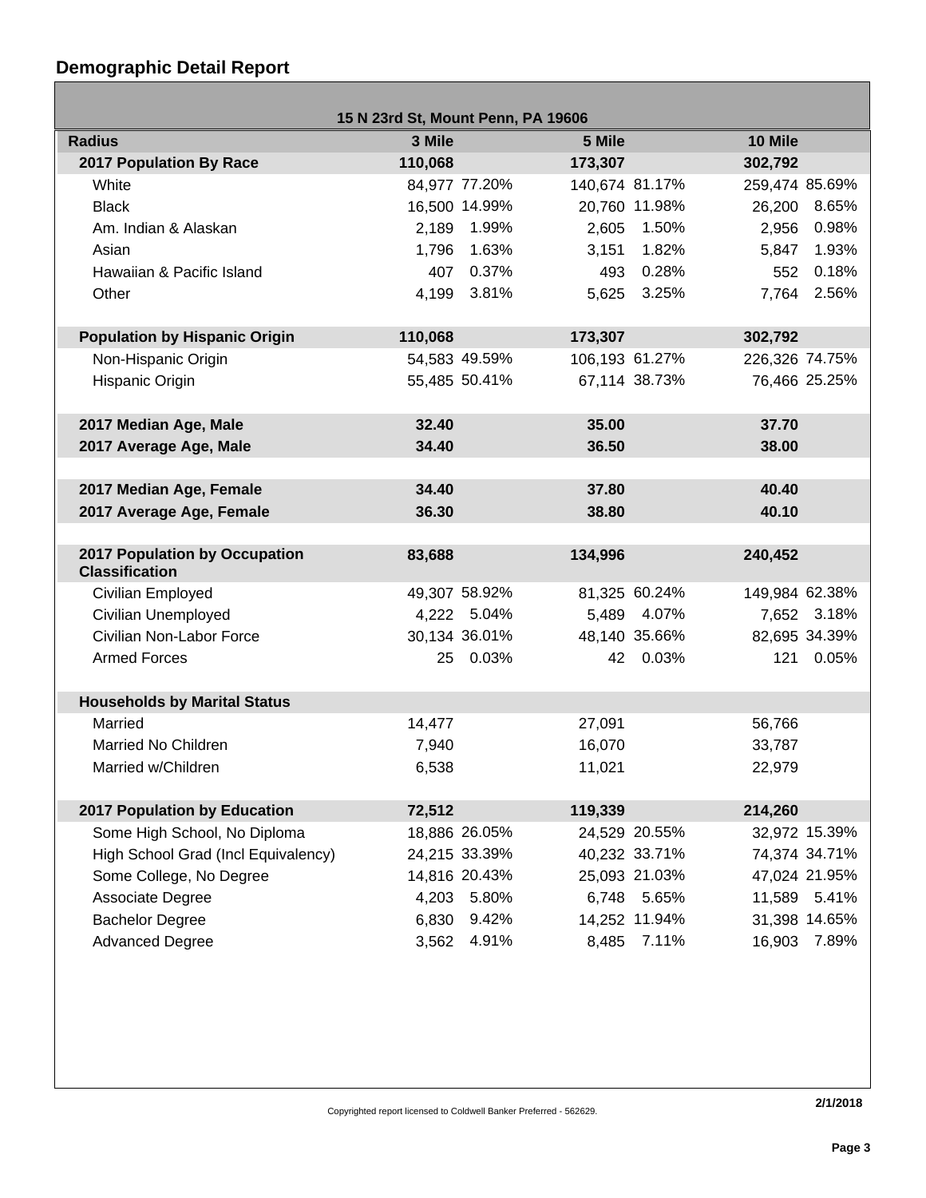## Demographic Detail Report

| 15 N 23rd St, Mount Penn, PA 19606 | | | | | | |
|---|---|---|---|---|---|---|
| **Radius** | **3 Mile** | | **5 Mile** | | **10 Mile** | |
| **2017 Population By Race** | **110,068** | | **173,307** | | **302,792** | |
| White | 84,977 | 77.20% | 140,674 | 81.17% | 259,474 | 85.69% |
| Black | 16,500 | 14.99% | 20,760 | 11.98% | 26,200 | 8.65% |
| Am. Indian & Alaskan | 2,189 | 1.99% | 2,605 | 1.50% | 2,956 | 0.98% |
| Asian | 1,796 | 1.63% | 3,151 | 1.82% | 5,847 | 1.93% |
| Hawaiian & Pacific Island | 407 | 0.37% | 493 | 0.28% | 552 | 0.18% |
| Other | 4,199 | 3.81% | 5,625 | 3.25% | 7,764 | 2.56% |
| | | | | | | |
| **Population by Hispanic Origin** | **110,068** | | **173,307** | | **302,792** | |
| Non-Hispanic Origin | 54,583 | 49.59% | 106,193 | 61.27% | 226,326 | 74.75% |
| Hispanic Origin | 55,485 | 50.41% | 67,114 | 38.73% | 76,466 | 25.25% |
| | | | | | | |
| **2017 Median Age, Male** | **32.40** | | **35.00** | | **37.70** | |
| **2017 Average Age, Male** | **34.40** | | **36.50** | | **38.00** | |
| | | | | | | |
| **2017 Median Age, Female** | **34.40** | | **37.80** | | **40.40** | |
| **2017 Average Age, Female** | **36.30** | | **38.80** | | **40.10** | |
| | | | | | | |
| **2017 Population by Occupation Classification** | **83,688** | | **134,996** | | **240,452** | |
| Civilian Employed | 49,307 | 58.92% | 81,325 | 60.24% | 149,984 | 62.38% |
| Civilian Unemployed | 4,222 | 5.04% | 5,489 | 4.07% | 7,652 | 3.18% |
| Civilian Non-Labor Force | 30,134 | 36.01% | 48,140 | 35.66% | 82,695 | 34.39% |
| Armed Forces | 25 | 0.03% | 42 | 0.03% | 121 | 0.05% |
| | | | | | | |
| **Households by Marital Status** | | | | | | |
| Married | 14,477 | | 27,091 | | 56,766 | |
| Married No Children | 7,940 | | 16,070 | | 33,787 | |
| Married w/Children | 6,538 | | 11,021 | | 22,979 | |
| | | | | | | |
| **2017 Population by Education** | **72,512** | | **119,339** | | **214,260** | |
| Some High School, No Diploma | 18,886 | 26.05% | 24,529 | 20.55% | 32,972 | 15.39% |
| High School Grad (Incl Equivalency) | 24,215 | 33.39% | 40,232 | 33.71% | 74,374 | 34.71% |
| Some College, No Degree | 14,816 | 20.43% | 25,093 | 21.03% | 47,024 | 21.95% |
| Associate Degree | 4,203 | 5.80% | 6,748 | 5.65% | 11,589 | 5.41% |
| Bachelor Degree | 6,830 | 9.42% | 14,252 | 11.94% | 31,398 | 14.65% |
| Advanced Degree | 3,562 | 4.91% | 8,485 | 7.11% | 16,903 | 7.89% |

Copyrighted report licensed to Coldwell Banker Preferred - 562629.

2/1/2018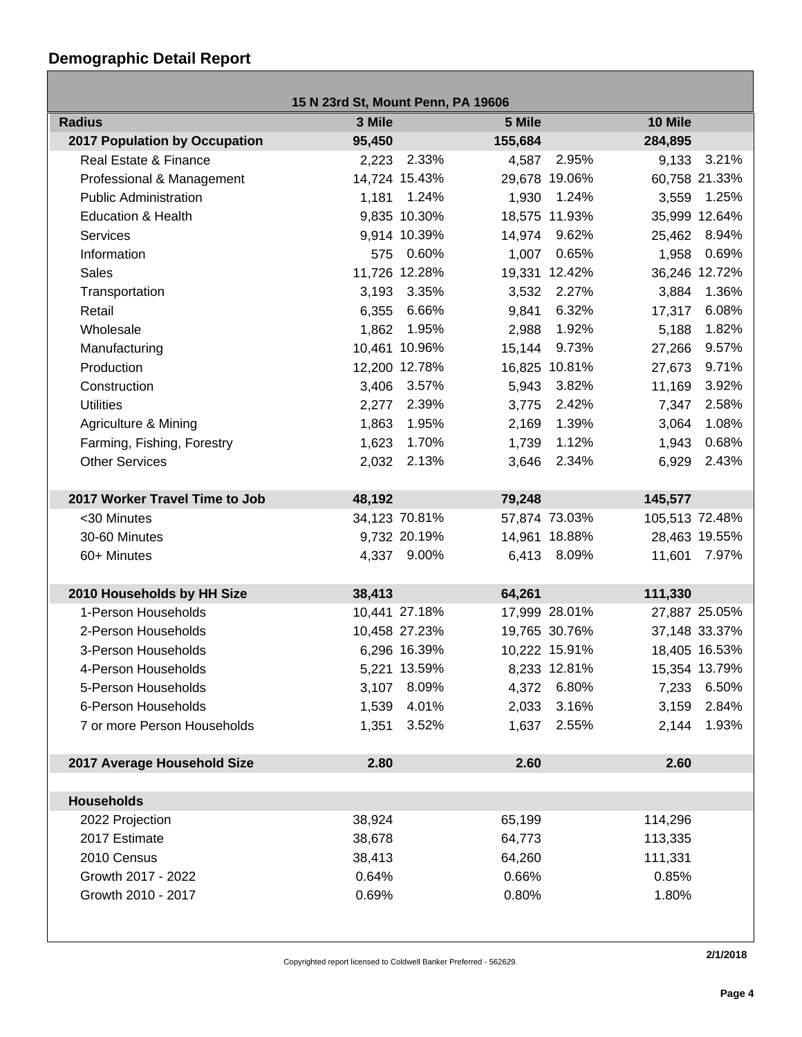# Demographic Detail Report

| 15 N 23rd St, Mount Penn, PA 19606 | | | | | | |
|---|---|---|---|---|---|---|
| **Radius** | **3 Mile** | | **5 Mile** | | **10 Mile** | |
| **2017 Population by Occupation** | **95,450** | | **155,684** | | **284,895** | |
| Real Estate & Finance | 2,223 | 2.33% | 4,587 | 2.95% | 9,133 | 3.21% |
| Professional & Management | 14,724 | 15.43% | 29,678 | 19.06% | 60,758 | 21.33% |
| Public Administration | 1,181 | 1.24% | 1,930 | 1.24% | 3,559 | 1.25% |
| Education & Health | 9,835 | 10.30% | 18,575 | 11.93% | 35,999 | 12.64% |
| Services | 9,914 | 10.39% | 14,974 | 9.62% | 25,462 | 8.94% |
| Information | 575 | 0.60% | 1,007 | 0.65% | 1,958 | 0.69% |
| Sales | 11,726 | 12.28% | 19,331 | 12.42% | 36,246 | 12.72% |
| Transportation | 3,193 | 3.35% | 3,532 | 2.27% | 3,884 | 1.36% |
| Retail | 6,355 | 6.66% | 9,841 | 6.32% | 17,317 | 6.08% |
| Wholesale | 1,862 | 1.95% | 2,988 | 1.92% | 5,188 | 1.82% |
| Manufacturing | 10,461 | 10.96% | 15,144 | 9.73% | 27,266 | 9.57% |
| Production | 12,200 | 12.78% | 16,825 | 10.81% | 27,673 | 9.71% |
| Construction | 3,406 | 3.57% | 5,943 | 3.82% | 11,169 | 3.92% |
| Utilities | 2,277 | 2.39% | 3,775 | 2.42% | 7,347 | 2.58% |
| Agriculture & Mining | 1,863 | 1.95% | 2,169 | 1.39% | 3,064 | 1.08% |
| Farming, Fishing, Forestry | 1,623 | 1.70% | 1,739 | 1.12% | 1,943 | 0.68% |
| Other Services | 2,032 | 2.13% | 3,646 | 2.34% | 6,929 | 2.43% |
| | | | | | | |
| **2017 Worker Travel Time to Job** | **48,192** | | **79,248** | | **145,577** | |
| <30 Minutes | 34,123 | 70.81% | 57,874 | 73.03% | 105,513 | 72.48% |
| 30-60 Minutes | 9,732 | 20.19% | 14,961 | 18.88% | 28,463 | 19.55% |
| 60+ Minutes | 4,337 | 9.00% | 6,413 | 8.09% | 11,601 | 7.97% |
| | | | | | | |
| **2010 Households by HH Size** | **38,413** | | **64,261** | | **111,330** | |
| 1-Person Households | 10,441 | 27.18% | 17,999 | 28.01% | 27,887 | 25.05% |
| 2-Person Households | 10,458 | 27.23% | 19,765 | 30.76% | 37,148 | 33.37% |
| 3-Person Households | 6,296 | 16.39% | 10,222 | 15.91% | 18,405 | 16.53% |
| 4-Person Households | 5,221 | 13.59% | 8,233 | 12.81% | 15,354 | 13.79% |
| 5-Person Households | 3,107 | 8.09% | 4,372 | 6.80% | 7,233 | 6.50% |
| 6-Person Households | 1,539 | 4.01% | 2,033 | 3.16% | 3,159 | 2.84% |
| 7 or more Person Households | 1,351 | 3.52% | 1,637 | 2.55% | 2,144 | 1.93% |
| | | | | | | |
| **2017 Average Household Size** | **2.80** | | **2.60** | | **2.60** | |
| | | | | | | |
| **Households** | | | | | | |
| 2022 Projection | 38,924 | | 65,199 | | 114,296 | |
| 2017 Estimate | 38,678 | | 64,773 | | 113,335 | |
| 2010 Census | 38,413 | | 64,260 | | 111,331 | |
| Growth 2017 - 2022 | 0.64% | | 0.66% | | 0.85% | |
| Growth 2010 - 2017 | 0.69% | | 0.80% | | 1.80% | |

Copyrighted report licensed to Coldwell Banker Preferred - 562629.

2/1/2018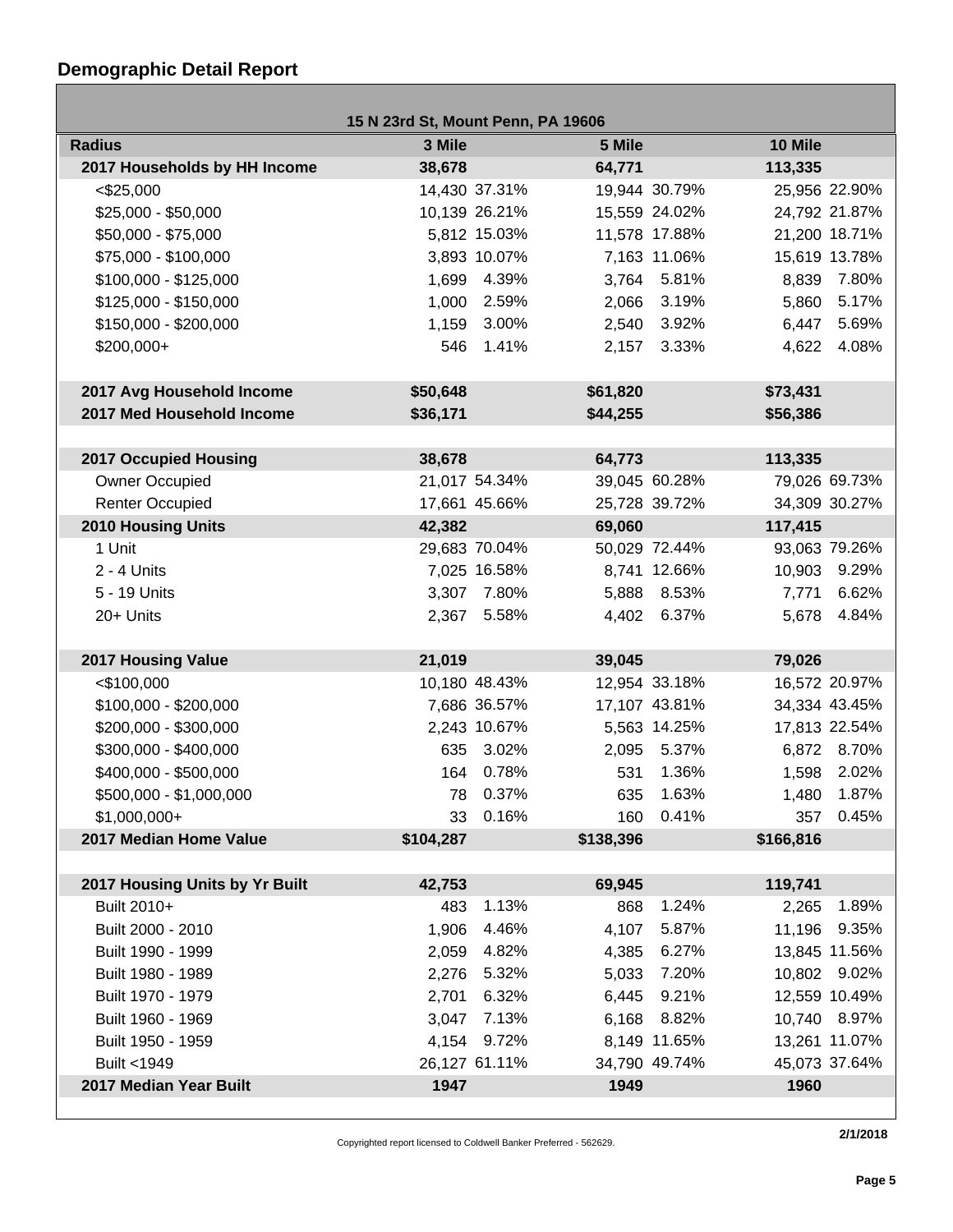## Demographic Detail Report

| 15 N 23rd St, Mount Penn, PA 19606 | | | | | | |
|---|---|---|---|---|---|---|
| **Radius** | **3 Mile** | | **5 Mile** | | **10 Mile** | |
| **2017 Households by HH Income** | **38,678** | | **64,771** | | **113,335** | |
| <$25,000 | 14,430 | 37.31% | 19,944 | 30.79% | 25,956 | 22.90% |
| $25,000 - $50,000 | 10,139 | 26.21% | 15,559 | 24.02% | 24,792 | 21.87% |
| $50,000 - $75,000 | 5,812 | 15.03% | 11,578 | 17.88% | 21,200 | 18.71% |
| $75,000 - $100,000 | 3,893 | 10.07% | 7,163 | 11.06% | 15,619 | 13.78% |
| $100,000 - $125,000 | 1,699 | 4.39% | 3,764 | 5.81% | 8,839 | 7.80% |
| $125,000 - $150,000 | 1,000 | 2.59% | 2,066 | 3.19% | 5,860 | 5.17% |
| $150,000 - $200,000 | 1,159 | 3.00% | 2,540 | 3.92% | 6,447 | 5.69% |
| $200,000+ | 546 | 1.41% | 2,157 | 3.33% | 4,622 | 4.08% |
| | | | | | | |
| **2017 Avg Household Income** | **$50,648** | | **$61,820** | | **$73,431** | |
| **2017 Med Household Income** | **$36,171** | | **$44,255** | | **$56,386** | |
| | | | | | | |
| **2017 Occupied Housing** | **38,678** | | **64,773** | | **113,335** | |
| Owner Occupied | 21,017 | 54.34% | 39,045 | 60.28% | 79,026 | 69.73% |
| Renter Occupied | 17,661 | 45.66% | 25,728 | 39.72% | 34,309 | 30.27% |
| **2010 Housing Units** | **42,382** | | **69,060** | | **117,415** | |
| 1 Unit | 29,683 | 70.04% | 50,029 | 72.44% | 93,063 | 79.26% |
| 2 - 4 Units | 7,025 | 16.58% | 8,741 | 12.66% | 10,903 | 9.29% |
| 5 - 19 Units | 3,307 | 7.80% | 5,888 | 8.53% | 7,771 | 6.62% |
| 20+ Units | 2,367 | 5.58% | 4,402 | 6.37% | 5,678 | 4.84% |
| | | | | | | |
| **2017 Housing Value** | **21,019** | | **39,045** | | **79,026** | |
| <$100,000 | 10,180 | 48.43% | 12,954 | 33.18% | 16,572 | 20.97% |
| $100,000 - $200,000 | 7,686 | 36.57% | 17,107 | 43.81% | 34,334 | 43.45% |
| $200,000 - $300,000 | 2,243 | 10.67% | 5,563 | 14.25% | 17,813 | 22.54% |
| $300,000 - $400,000 | 635 | 3.02% | 2,095 | 5.37% | 6,872 | 8.70% |
| $400,000 - $500,000 | 164 | 0.78% | 531 | 1.36% | 1,598 | 2.02% |
| $500,000 - $1,000,000 | 78 | 0.37% | 635 | 1.63% | 1,480 | 1.87% |
| $1,000,000+ | 33 | 0.16% | 160 | 0.41% | 357 | 0.45% |
| **2017 Median Home Value** | **$104,287** | | **$138,396** | | **$166,816** | |
| | | | | | | |
| **2017 Housing Units by Yr Built** | **42,753** | | **69,945** | | **119,741** | |
| Built 2010+ | 483 | 1.13% | 868 | 1.24% | 2,265 | 1.89% |
| Built 2000 - 2010 | 1,906 | 4.46% | 4,107 | 5.87% | 11,196 | 9.35% |
| Built 1990 - 1999 | 2,059 | 4.82% | 4,385 | 6.27% | 13,845 | 11.56% |
| Built 1980 - 1989 | 2,276 | 5.32% | 5,033 | 7.20% | 10,802 | 9.02% |
| Built 1970 - 1979 | 2,701 | 6.32% | 6,445 | 9.21% | 12,559 | 10.49% |
| Built 1960 - 1969 | 3,047 | 7.13% | 6,168 | 8.82% | 10,740 | 8.97% |
| Built 1950 - 1959 | 4,154 | 9.72% | 8,149 | 11.65% | 13,261 | 11.07% |
| Built <1949 | 26,127 | 61.11% | 34,790 | 49.74% | 45,073 | 37.64% |
| **2017 Median Year Built** | **1947** | | **1949** | | **1960** | |

Copyrighted report licensed to Coldwell Banker Preferred - 562629.

2/1/2018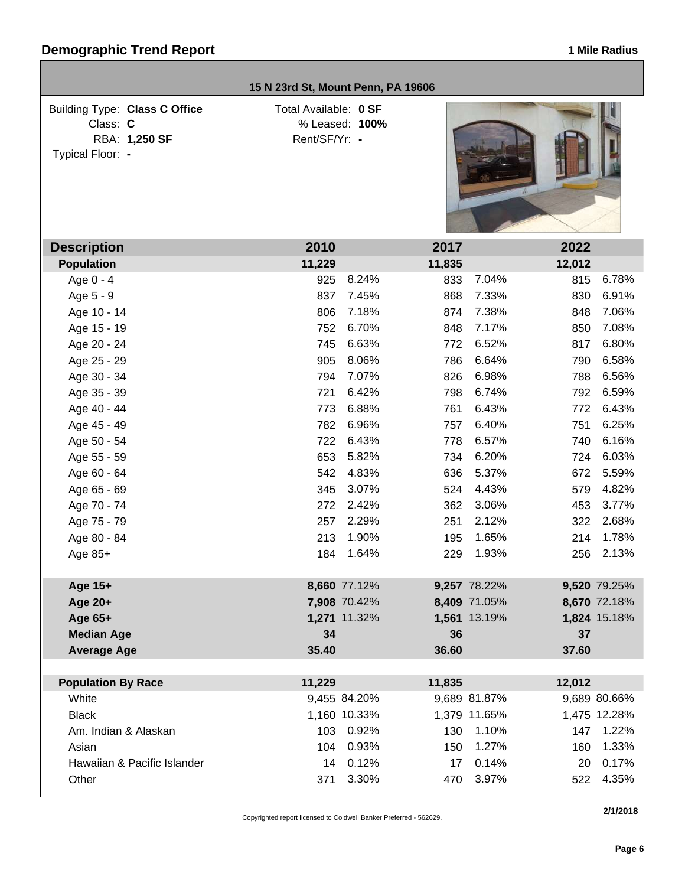# Demographic Trend Report

**1 Mile Radius**

**15 N 23rd St, Mount Penn, PA 19606**

Building Type: **Class C Office**
Class: **C**
RBA: **1,250 SF**
Typical Floor: **-**

Total Available: **0 SF**
% Leased: **100%**
Rent/SF/Yr: **-**

| Description | 2010 | | 2017 | | 2022 | |
|---|---|---|---|---|---|---|
| **Population** | **11,229** | | **11,835** | | **12,012** | |
| Age 0 - 4 | 925 | 8.24% | 833 | 7.04% | 815 | 6.78% |
| Age 5 - 9 | 837 | 7.45% | 868 | 7.33% | 830 | 6.91% |
| Age 10 - 14 | 806 | 7.18% | 874 | 7.38% | 848 | 7.06% |
| Age 15 - 19 | 752 | 6.70% | 848 | 7.17% | 850 | 7.08% |
| Age 20 - 24 | 745 | 6.63% | 772 | 6.52% | 817 | 6.80% |
| Age 25 - 29 | 905 | 8.06% | 786 | 6.64% | 790 | 6.58% |
| Age 30 - 34 | 794 | 7.07% | 826 | 6.98% | 788 | 6.56% |
| Age 35 - 39 | 721 | 6.42% | 798 | 6.74% | 792 | 6.59% |
| Age 40 - 44 | 773 | 6.88% | 761 | 6.43% | 772 | 6.43% |
| Age 45 - 49 | 782 | 6.96% | 757 | 6.40% | 751 | 6.25% |
| Age 50 - 54 | 722 | 6.43% | 778 | 6.57% | 740 | 6.16% |
| Age 55 - 59 | 653 | 5.82% | 734 | 6.20% | 724 | 6.03% |
| Age 60 - 64 | 542 | 4.83% | 636 | 5.37% | 672 | 5.59% |
| Age 65 - 69 | 345 | 3.07% | 524 | 4.43% | 579 | 4.82% |
| Age 70 - 74 | 272 | 2.42% | 362 | 3.06% | 453 | 3.77% |
| Age 75 - 79 | 257 | 2.29% | 251 | 2.12% | 322 | 2.68% |
| Age 80 - 84 | 213 | 1.90% | 195 | 1.65% | 214 | 1.78% |
| Age 85+ | 184 | 1.64% | 229 | 1.93% | 256 | 2.13% |
| **Age 15+** | **8,660** | 77.12% | **9,257** | 78.22% | **9,520** | 79.25% |
| **Age 20+** | **7,908** | 70.42% | **8,409** | 71.05% | **8,670** | 72.18% |
| **Age 65+** | **1,271** | 11.32% | **1,561** | 13.19% | **1,824** | 15.18% |
| **Median Age** | **34** | | **36** | | **37** | |
| **Average Age** | **35.40** | | **36.60** | | **37.60** | |

| Population By Race | 2010 | | 2017 | | 2022 | |
|---|---|---|---|---|---|---|
| **Population By Race** | **11,229** | | **11,835** | | **12,012** | |
| White | 9,455 | 84.20% | 9,689 | 81.87% | 9,689 | 80.66% |
| Black | 1,160 | 10.33% | 1,379 | 11.65% | 1,475 | 12.28% |
| Am. Indian & Alaskan | 103 | 0.92% | 130 | 1.10% | 147 | 1.22% |
| Asian | 104 | 0.93% | 150 | 1.27% | 160 | 1.33% |
| Hawaiian & Pacific Islander | 14 | 0.12% | 17 | 0.14% | 20 | 0.17% |
| Other | 371 | 3.30% | 470 | 3.97% | 522 | 4.35% |

Copyrighted report licensed to Coldwell Banker Preferred - 562629.

2/1/2018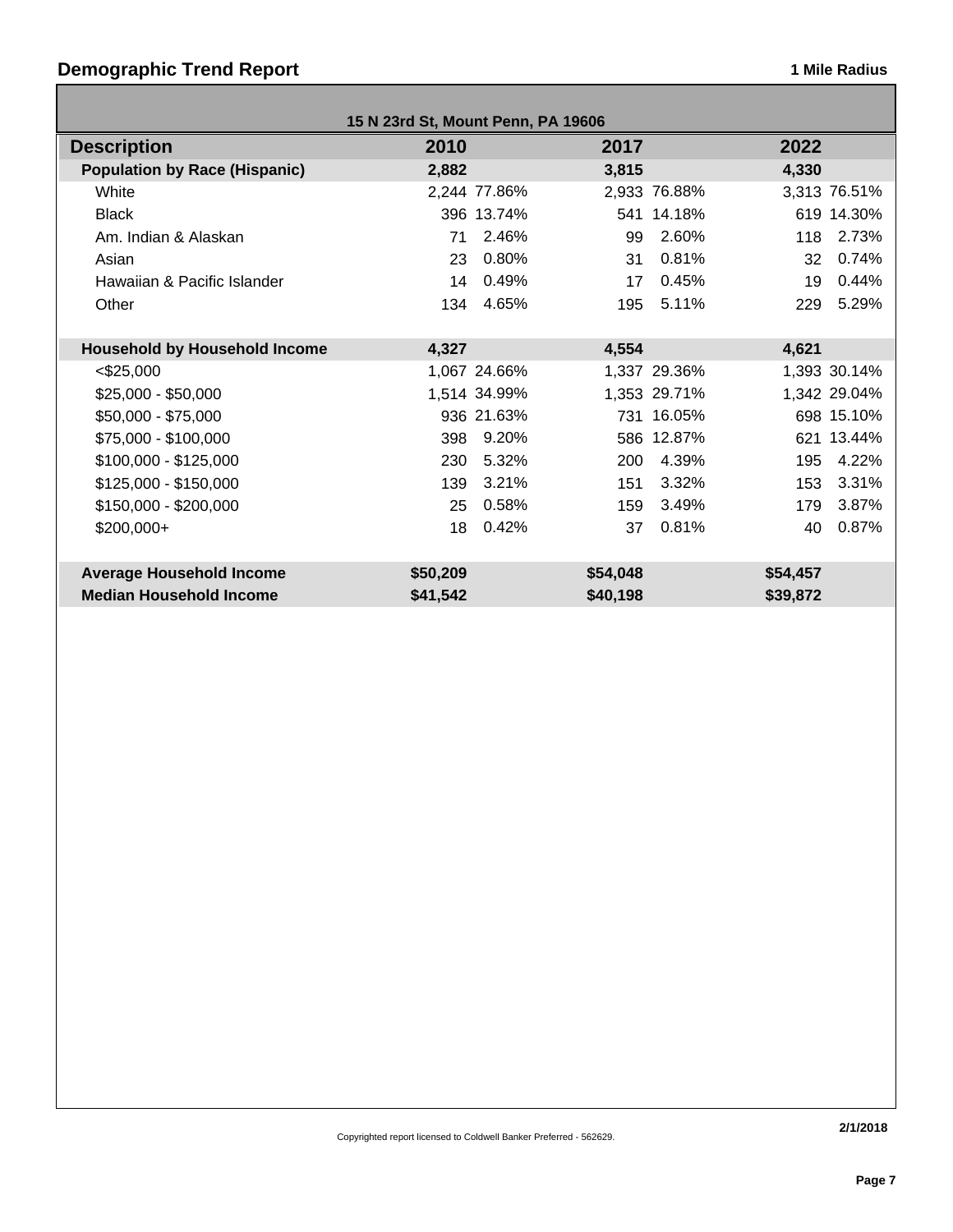## Demographic Trend Report

**1 Mile Radius**

**15 N 23rd St, Mount Penn, PA 19606**

| Description | 2010 | | 2017 | | 2022 | |
|---|---|---|---|---|---|---|
| **Population by Race (Hispanic)** | **2,882** | | **3,815** | | **4,330** | |
| White | 2,244 | 77.86% | 2,933 | 76.88% | 3,313 | 76.51% |
| Black | 396 | 13.74% | 541 | 14.18% | 619 | 14.30% |
| Am. Indian & Alaskan | 71 | 2.46% | 99 | 2.60% | 118 | 2.73% |
| Asian | 23 | 0.80% | 31 | 0.81% | 32 | 0.74% |
| Hawaiian & Pacific Islander | 14 | 0.49% | 17 | 0.45% | 19 | 0.44% |
| Other | 134 | 4.65% | 195 | 5.11% | 229 | 5.29% |
| | | | | | | |
| **Household by Household Income** | **4,327** | | **4,554** | | **4,621** | |
| <$25,000 | 1,067 | 24.66% | 1,337 | 29.36% | 1,393 | 30.14% |
| $25,000 - $50,000 | 1,514 | 34.99% | 1,353 | 29.71% | 1,342 | 29.04% |
| $50,000 - $75,000 | 936 | 21.63% | 731 | 16.05% | 698 | 15.10% |
| $75,000 - $100,000 | 398 | 9.20% | 586 | 12.87% | 621 | 13.44% |
| $100,000 - $125,000 | 230 | 5.32% | 200 | 4.39% | 195 | 4.22% |
| $125,000 - $150,000 | 139 | 3.21% | 151 | 3.32% | 153 | 3.31% |
| $150,000 - $200,000 | 25 | 0.58% | 159 | 3.49% | 179 | 3.87% |
| $200,000+ | 18 | 0.42% | 37 | 0.81% | 40 | 0.87% |
| | | | | | | |
| **Average Household Income** | **$50,209** | | **$54,048** | | **$54,457** | |
| **Median Household Income** | **$41,542** | | **$40,198** | | **$39,872** | |

Copyrighted report licensed to Coldwell Banker Preferred - 562629.

2/1/2018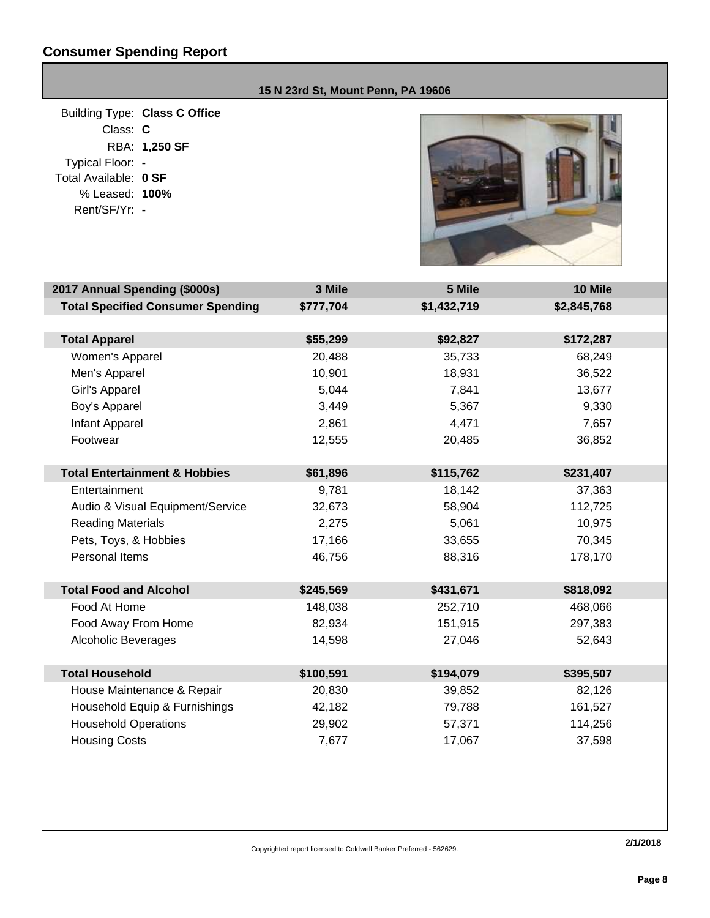# Consumer Spending Report

**15 N 23rd St, Mount Penn, PA 19606**

Building Type: **Class C Office**
Class: **C**
RBA: **1,250 SF**
Typical Floor: **-**
Total Available: **0 SF**
% Leased: **100%**
Rent/SF/Yr: **-**

| 2017 Annual Spending ($000s) | 3 Mile | 5 Mile | 10 Mile |
|---|---|---|---|
| **Total Specified Consumer Spending** | **$777,704** | **$1,432,719** | **$2,845,768** |
| | | | |
| **Total Apparel** | **$55,299** | **$92,827** | **$172,287** |
| Women's Apparel | 20,488 | 35,733 | 68,249 |
| Men's Apparel | 10,901 | 18,931 | 36,522 |
| Girl's Apparel | 5,044 | 7,841 | 13,677 |
| Boy's Apparel | 3,449 | 5,367 | 9,330 |
| Infant Apparel | 2,861 | 4,471 | 7,657 |
| Footwear | 12,555 | 20,485 | 36,852 |
| | | | |
| **Total Entertainment & Hobbies** | **$61,896** | **$115,762** | **$231,407** |
| Entertainment | 9,781 | 18,142 | 37,363 |
| Audio & Visual Equipment/Service | 32,673 | 58,904 | 112,725 |
| Reading Materials | 2,275 | 5,061 | 10,975 |
| Pets, Toys, & Hobbies | 17,166 | 33,655 | 70,345 |
| Personal Items | 46,756 | 88,316 | 178,170 |
| | | | |
| **Total Food and Alcohol** | **$245,569** | **$431,671** | **$818,092** |
| Food At Home | 148,038 | 252,710 | 468,066 |
| Food Away From Home | 82,934 | 151,915 | 297,383 |
| Alcoholic Beverages | 14,598 | 27,046 | 52,643 |
| | | | |
| **Total Household** | **$100,591** | **$194,079** | **$395,507** |
| House Maintenance & Repair | 20,830 | 39,852 | 82,126 |
| Household Equip & Furnishings | 42,182 | 79,788 | 161,527 |
| Household Operations | 29,902 | 57,371 | 114,256 |
| Housing Costs | 7,677 | 17,067 | 37,598 |

Copyrighted report licensed to Coldwell Banker Preferred - 562629.

2/1/2018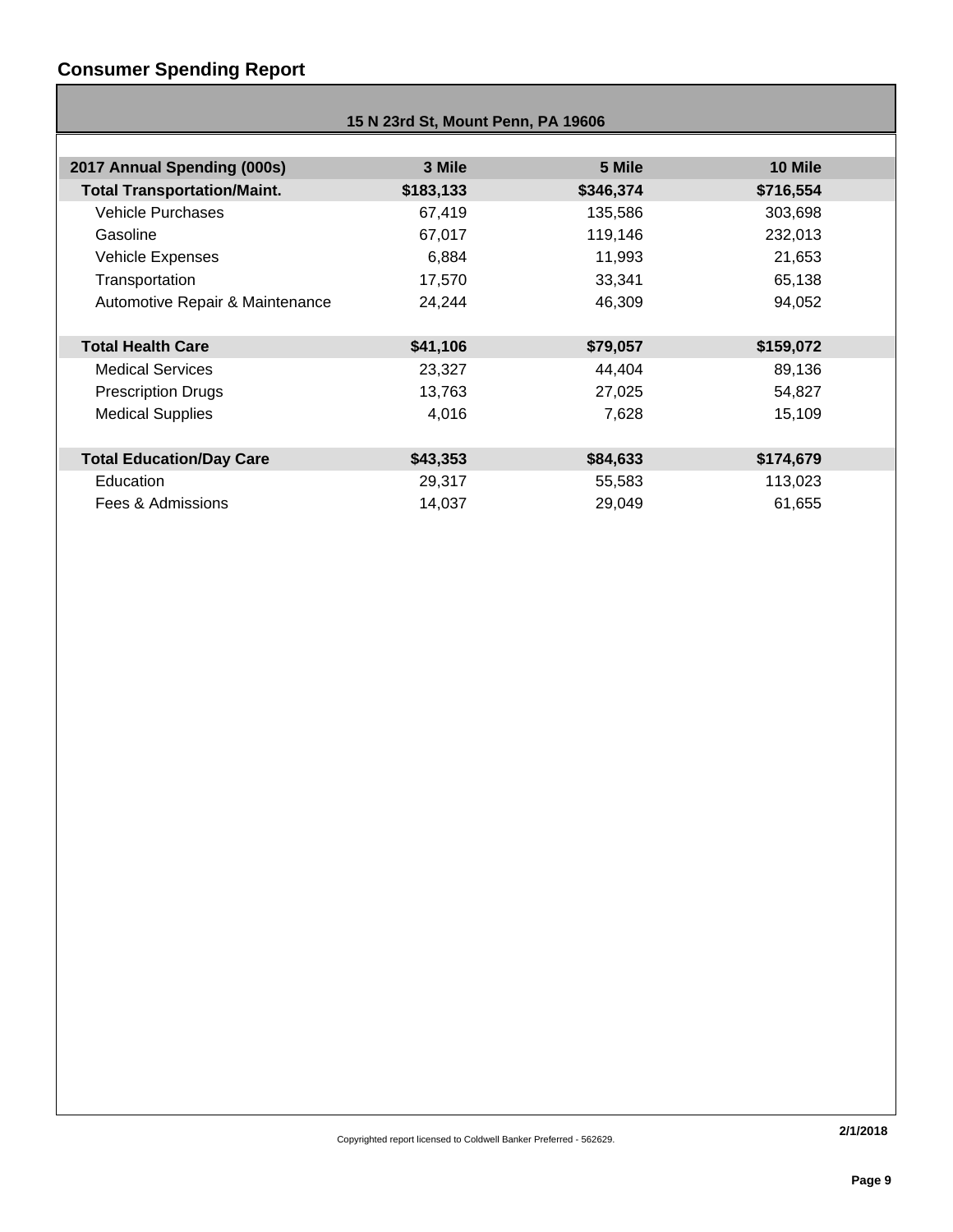## Consumer Spending Report

**15 N 23rd St, Mount Penn, PA 19606**

| 2017 Annual Spending (000s) | 3 Mile | 5 Mile | 10 Mile |
|---|---|---|---|
| **Total Transportation/Maint.** | **$183,133** | **$346,374** | **$716,554** |
| Vehicle Purchases | 67,419 | 135,586 | 303,698 |
| Gasoline | 67,017 | 119,146 | 232,013 |
| Vehicle Expenses | 6,884 | 11,993 | 21,653 |
| Transportation | 17,570 | 33,341 | 65,138 |
| Automotive Repair & Maintenance | 24,244 | 46,309 | 94,052 |
| **Total Health Care** | **$41,106** | **$79,057** | **$159,072** |
| Medical Services | 23,327 | 44,404 | 89,136 |
| Prescription Drugs | 13,763 | 27,025 | 54,827 |
| Medical Supplies | 4,016 | 7,628 | 15,109 |
| **Total Education/Day Care** | **$43,353** | **$84,633** | **$174,679** |
| Education | 29,317 | 55,583 | 113,023 |
| Fees & Admissions | 14,037 | 29,049 | 61,655 |

Copyrighted report licensed to Coldwell Banker Preferred - 562629.

2/1/2018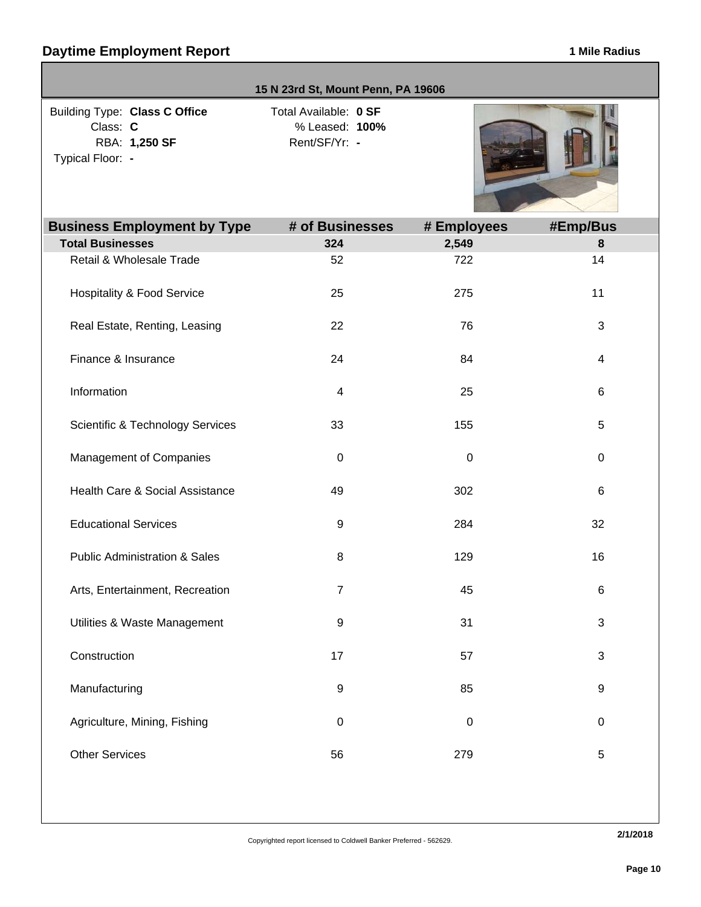## Daytime Employment Report

**1 Mile Radius**

**15 N 23rd St, Mount Penn, PA 19606**

Building Type: **Class C Office**
Class: **C**
RBA: **1,250 SF**
Typical Floor: **-**

Total Available: **0 SF**
% Leased: **100%**
Rent/SF/Yr: **-**

| Business Employment by Type | # of Businesses | # Employees | #Emp/Bus |
|---|---|---|---|
| **Total Businesses** | **324** | **2,549** | **8** |
| Retail & Wholesale Trade | 52 | 722 | 14 |
| Hospitality & Food Service | 25 | 275 | 11 |
| Real Estate, Renting, Leasing | 22 | 76 | 3 |
| Finance & Insurance | 24 | 84 | 4 |
| Information | 4 | 25 | 6 |
| Scientific & Technology Services | 33 | 155 | 5 |
| Management of Companies | 0 | 0 | 0 |
| Health Care & Social Assistance | 49 | 302 | 6 |
| Educational Services | 9 | 284 | 32 |
| Public Administration & Sales | 8 | 129 | 16 |
| Arts, Entertainment, Recreation | 7 | 45 | 6 |
| Utilities & Waste Management | 9 | 31 | 3 |
| Construction | 17 | 57 | 3 |
| Manufacturing | 9 | 85 | 9 |
| Agriculture, Mining, Fishing | 0 | 0 | 0 |
| Other Services | 56 | 279 | 5 |

Copyrighted report licensed to Coldwell Banker Preferred - 562629.

2/1/2018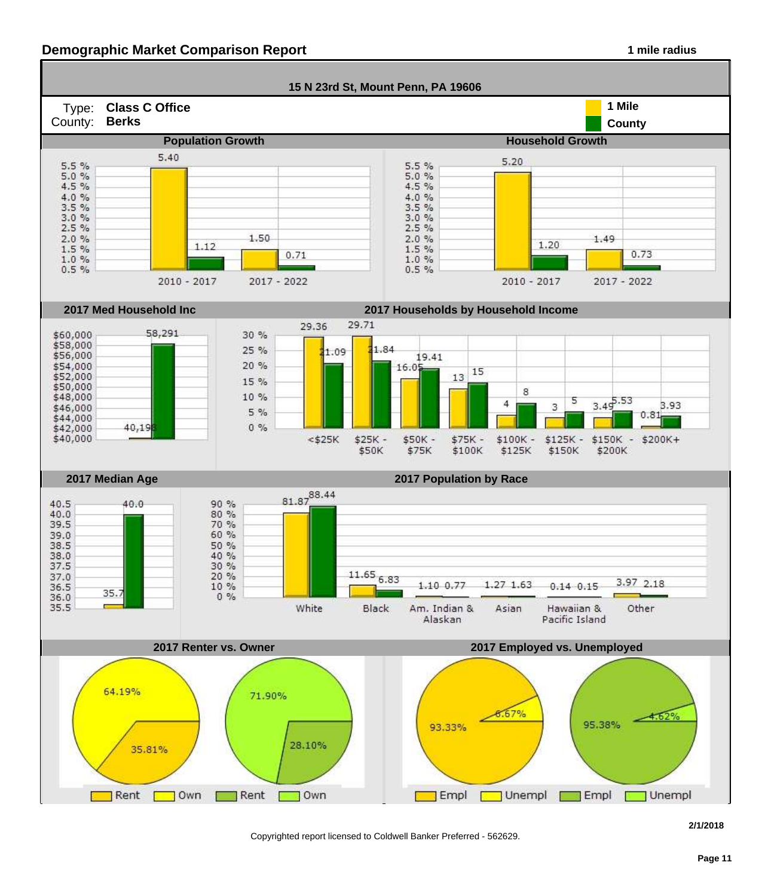## Demographic Market Comparison Report

**1 mile radius**

**15 N 23rd St, Mount Penn, PA 19606**

Type: **Class C Office**
County: **Berks**

Legend: 1 Mile (yellow) | County (green)

### Population Growth

| Period | 1 Mile | County |
|---|---|---|
| 2010 - 2017 | 5.40 | 1.12 |
| 2017 - 2022 | 1.50 | 0.71 |

### Household Growth

| Period | 1 Mile | County |
|---|---|---|
| 2010 - 2017 | 5.20 | 1.20 |
| 2017 - 2022 | 1.49 | 0.73 |

### 2017 Med Household Inc

| | 1 Mile | County |
|---|---|---|
| Median Household Income | 40,198 | 58,291 |

### 2017 Households by Household Income

| Income | 1 Mile | County |
|---|---|---|
| <$25K | 29.36 | 21.09 |
| $25K - $50K | 29.71 | 21.84 |
| $50K - $75K | 16.05 | 19.41 |
| $75K - $100K | 13 | 15 |
| $100K - $125K | 4 | 8 |
| $125K - $150K | 3 | 5 |
| $150K - $200K | 3.49 | 5.53 |
| $200K+ | 0.81 | 3.93 |

### 2017 Median Age

| | 1 Mile | County |
|---|---|---|
| Median Age | 35.7 | 40.0 |

### 2017 Population by Race

| Race | 1 Mile | County |
|---|---|---|
| White | 81.87 | 88.44 |
| Black | 11.65 | 6.83 |
| Am. Indian & Alaskan | 1.10 | 0.77 |
| Asian | 1.27 | 1.63 |
| Hawaiian & Pacific Island | 0.14 | 0.15 |
| Other | 3.97 | 2.18 |

### 2017 Renter vs. Owner

| | Rent | Own |
|---|---|---|
| 1 Mile | 35.81% | 64.19% |
| County | 28.10% | 71.90% |

### 2017 Employed vs. Unemployed

| | Empl | Unempl |
|---|---|---|
| 1 Mile | 93.33% | 6.67% |
| County | 95.38% | 4.62% |

2/1/2018

Copyrighted report licensed to Coldwell Banker Preferred - 562629.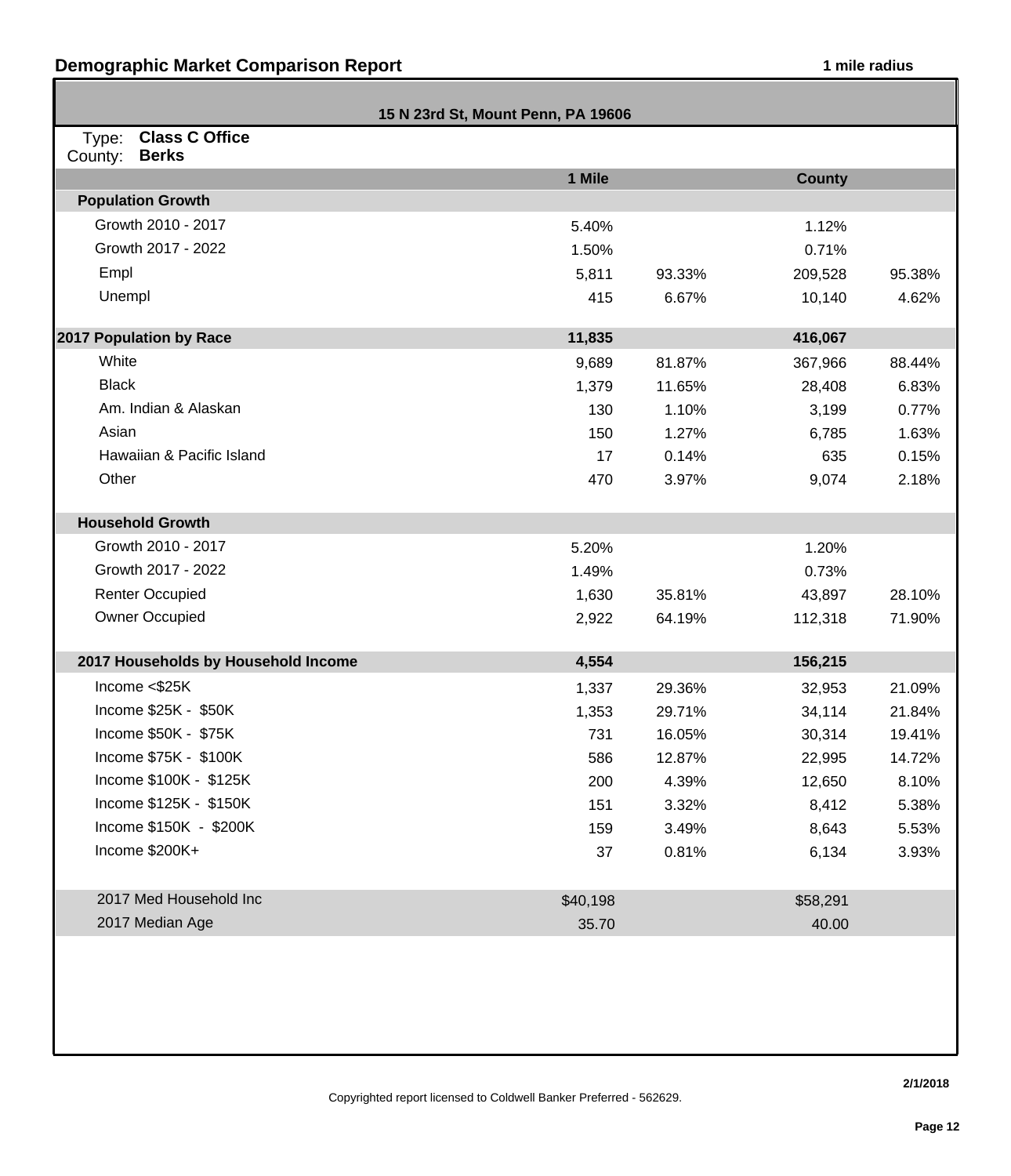# Demographic Market Comparison Report

**1 mile radius**

**15 N 23rd St, Mount Penn, PA 19606**

Type: **Class C Office**
County: **Berks**

| | 1 Mile | | County | |
|---|---|---|---|---|
| **Population Growth** | | | | |
| Growth 2010 - 2017 | 5.40% | | 1.12% | |
| Growth 2017 - 2022 | 1.50% | | 0.71% | |
| Empl | 5,811 | 93.33% | 209,528 | 95.38% |
| Unempl | 415 | 6.67% | 10,140 | 4.62% |
| **2017 Population by Race** | **11,835** | | **416,067** | |
| White | 9,689 | 81.87% | 367,966 | 88.44% |
| Black | 1,379 | 11.65% | 28,408 | 6.83% |
| Am. Indian & Alaskan | 130 | 1.10% | 3,199 | 0.77% |
| Asian | 150 | 1.27% | 6,785 | 1.63% |
| Hawaiian & Pacific Island | 17 | 0.14% | 635 | 0.15% |
| Other | 470 | 3.97% | 9,074 | 2.18% |
| **Household Growth** | | | | |
| Growth 2010 - 2017 | 5.20% | | 1.20% | |
| Growth 2017 - 2022 | 1.49% | | 0.73% | |
| Renter Occupied | 1,630 | 35.81% | 43,897 | 28.10% |
| Owner Occupied | 2,922 | 64.19% | 112,318 | 71.90% |
| **2017 Households by Household Income** | **4,554** | | **156,215** | |
| Income <$25K | 1,337 | 29.36% | 32,953 | 21.09% |
| Income $25K - $50K | 1,353 | 29.71% | 34,114 | 21.84% |
| Income $50K - $75K | 731 | 16.05% | 30,314 | 19.41% |
| Income $75K - $100K | 586 | 12.87% | 22,995 | 14.72% |
| Income $100K - $125K | 200 | 4.39% | 12,650 | 8.10% |
| Income $125K - $150K | 151 | 3.32% | 8,412 | 5.38% |
| Income $150K - $200K | 159 | 3.49% | 8,643 | 5.53% |
| Income $200K+ | 37 | 0.81% | 6,134 | 3.93% |
| 2017 Med Household Inc | $40,198 | | $58,291 | |
| 2017 Median Age | 35.70 | | 40.00 | |

2/1/2018

Copyrighted report licensed to Coldwell Banker Preferred - 562629.